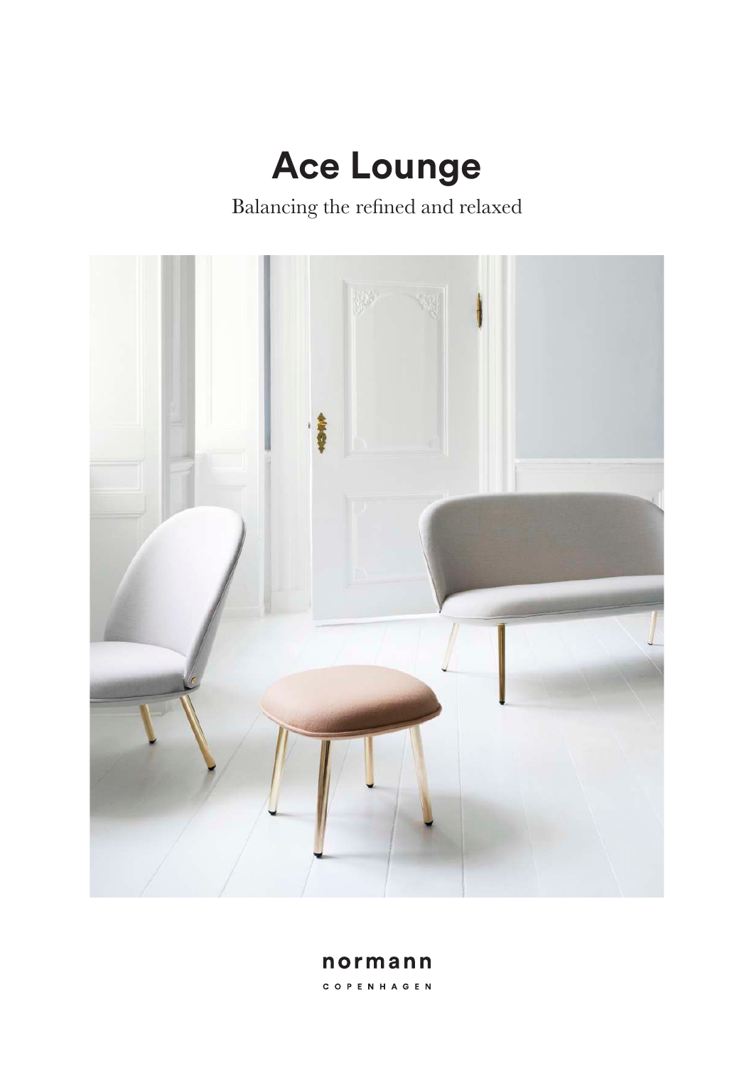# Ace Lounge

Balancing the refined and relaxed

normann

COPENHAGEN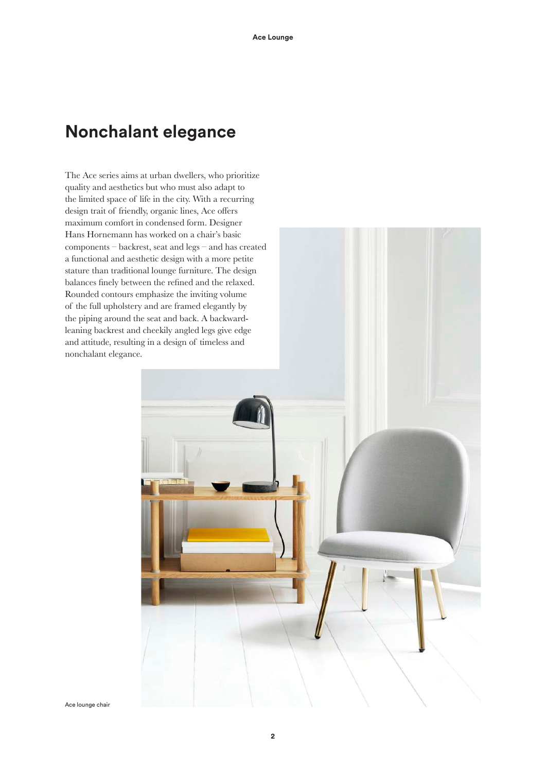## Nonchalant elegance

The Ace series aims at urban dwellers, who prioritize quality and aesthetics but who must also adapt to the limited space of life in the city. With a recurring design trait of friendly, organic lines, Ace offers maximum comfort in condensed form. Designer Hans Hornemann has worked on a chair's basic components – backrest, seat and legs – and has created a functional and aesthetic design with a more petite stature than traditional lounge furniture. The design balances finely between the refined and the relaxed. Rounded contours emphasize the inviting volume of the full upholstery and are framed elegantly by the piping around the seat and back. A backward-leaning backrest and cheekily angled legs give edge and attitude, resulting in a design of timeless and nonchalant elegance.

Ace lounge chair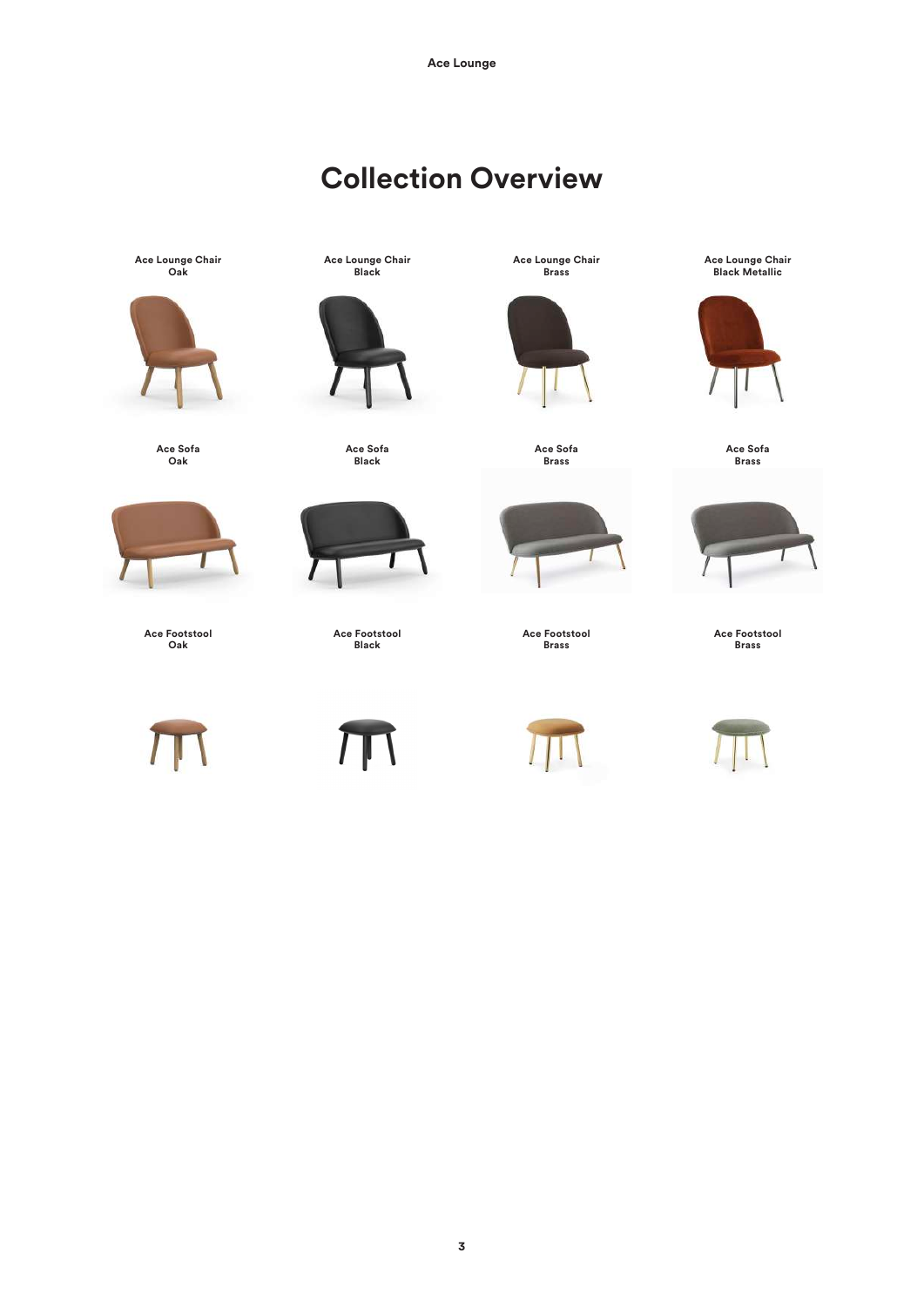# Collection Overview

Ace Lounge Chair
Oak

Ace Lounge Chair
Black

Ace Lounge Chair
Brass

Ace Lounge Chair
Black Metallic

Ace Sofa
Oak

Ace Sofa
Black

Ace Sofa
Brass

Ace Sofa
Brass

Ace Footstool
Oak

Ace Footstool
Black

Ace Footstool
Brass

Ace Footstool
Brass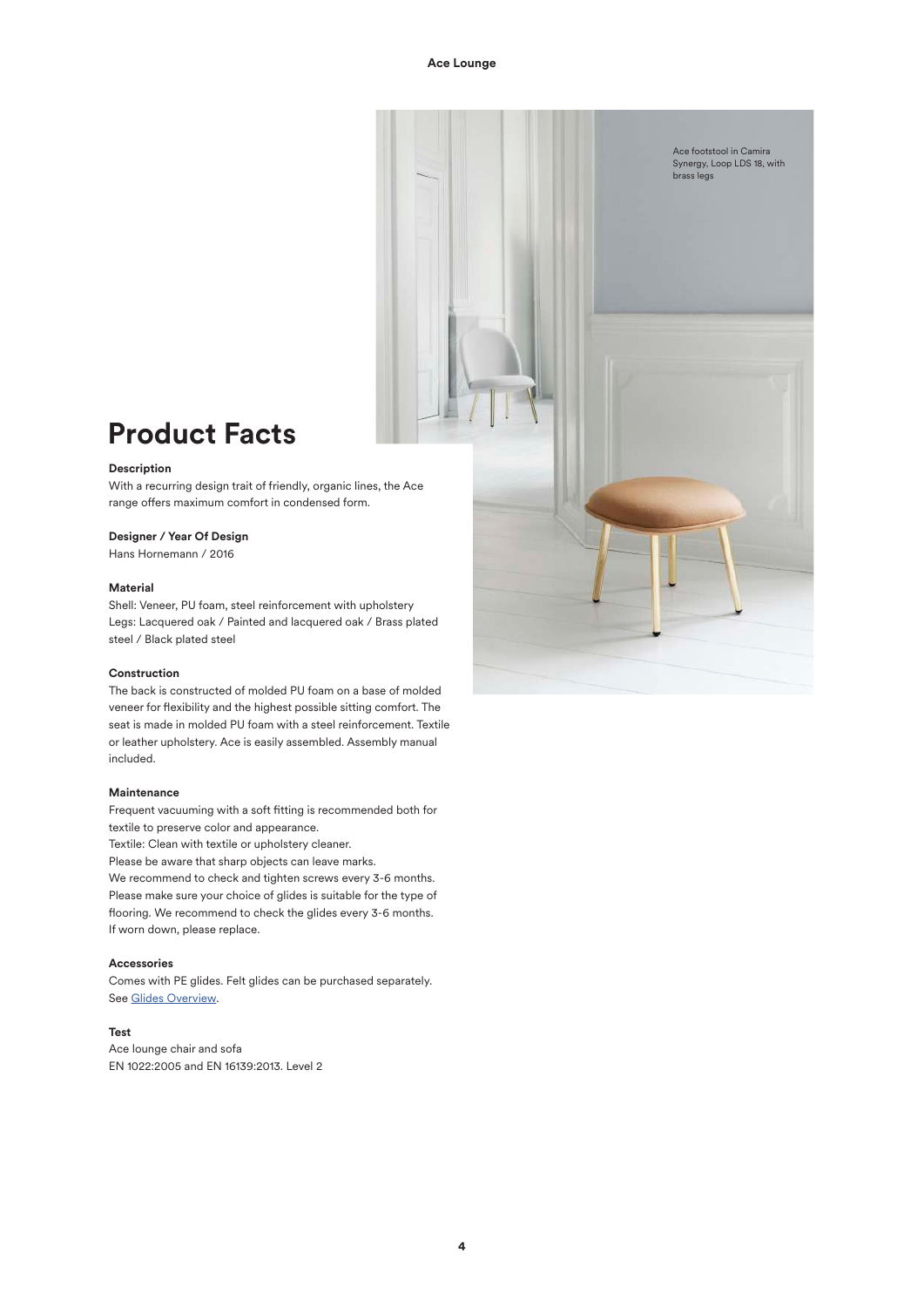Ace footstool in Camira Synergy, Loop LDS 18, with brass legs

# Product Facts

### Description

With a recurring design trait of friendly, organic lines, the Ace range offers maximum comfort in condensed form.

### Designer / Year Of Design

Hans Hornemann / 2016

### Material

Shell: Veneer, PU foam, steel reinforcement with upholstery
Legs: Lacquered oak / Painted and lacquered oak / Brass plated steel / Black plated steel

### Construction

The back is constructed of molded PU foam on a base of molded veneer for flexibility and the highest possible sitting comfort. The seat is made in molded PU foam with a steel reinforcement. Textile or leather upholstery. Ace is easily assembled. Assembly manual included.

### Maintenance

Frequent vacuuming with a soft fitting is recommended both for textile to preserve color and appearance.
Textile: Clean with textile or upholstery cleaner.
Please be aware that sharp objects can leave marks.
We recommend to check and tighten screws every 3-6 months.
Please make sure your choice of glides is suitable for the type of flooring. We recommend to check the glides every 3-6 months.
If worn down, please replace.

### Accessories

Comes with PE glides. Felt glides can be purchased separately.
See Glides Overview.

### Test

Ace lounge chair and sofa
EN 1022:2005 and EN 16139:2013. Level 2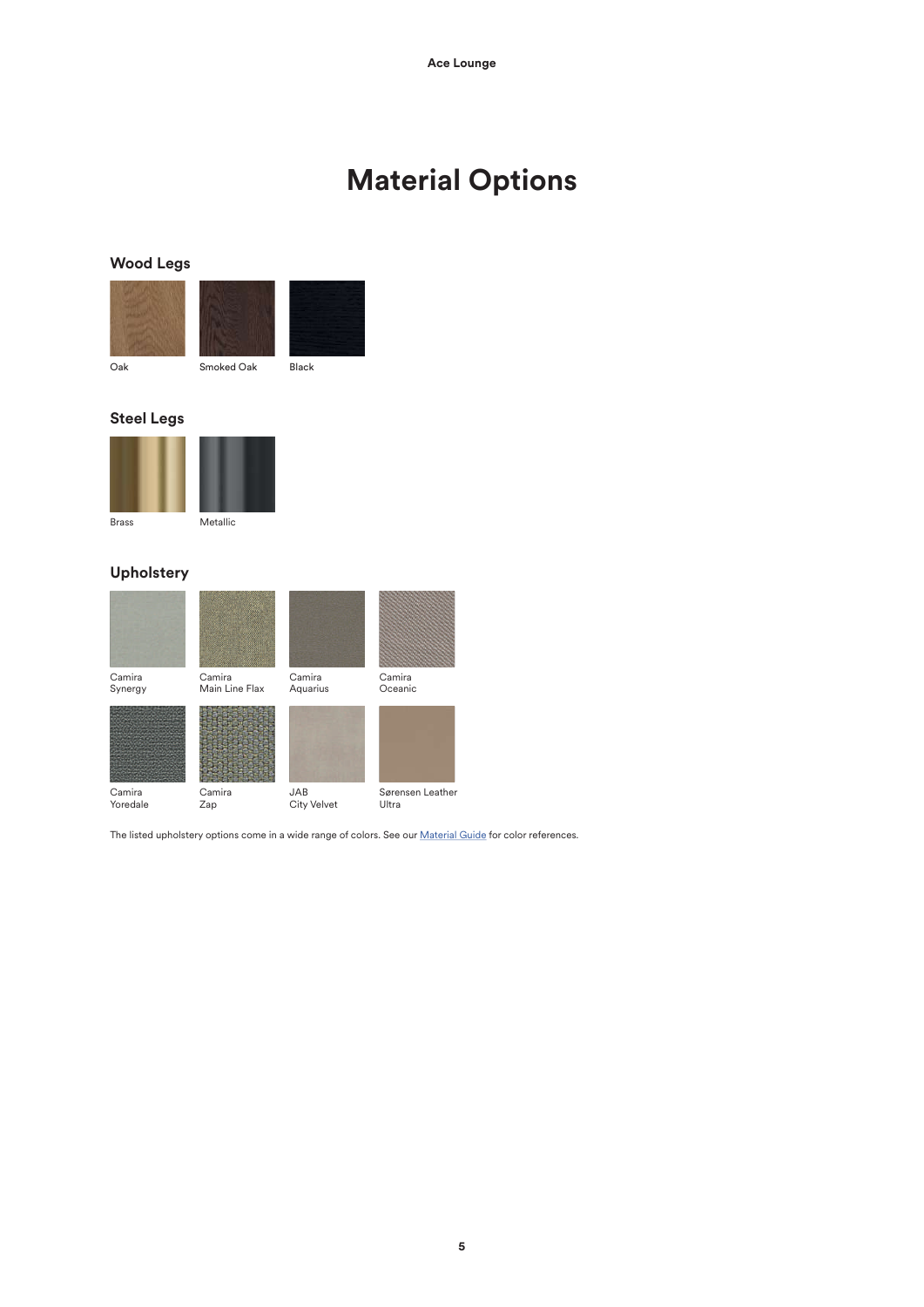# Material Options

## Wood Legs

Oak

Smoked Oak

Black

## Steel Legs

Brass

Metallic

## Upholstery

Camira Synergy

Camira Main Line Flax

Camira Aquarius

Camira Oceanic

Camira Yoredale

Camira Zap

JAB City Velvet

Sørensen Leather Ultra

The listed upholstery options come in a wide range of colors. See our [Material Guide] for color references.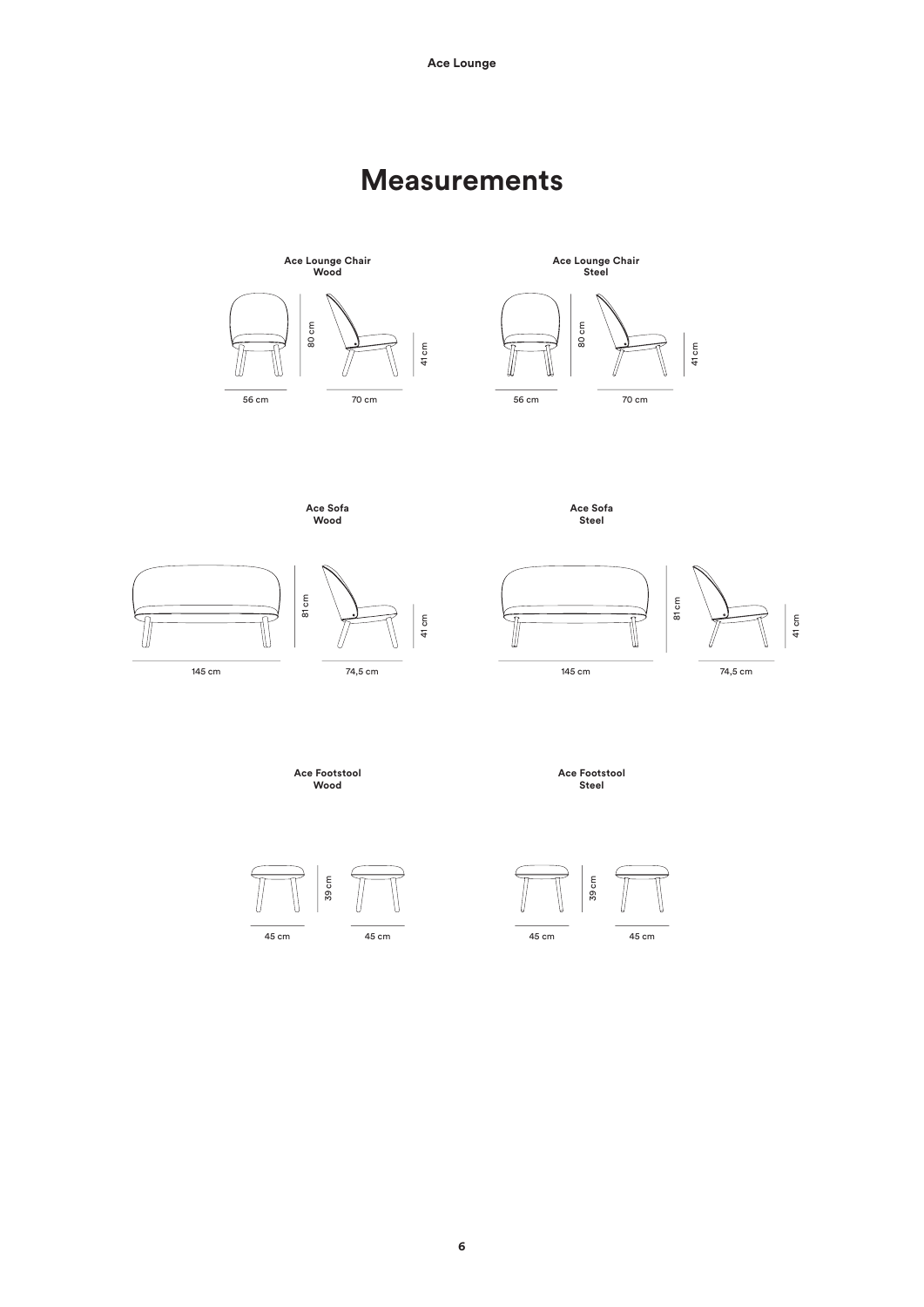# Measurements

**Ace Lounge Chair Wood**

80 cm
41 cm
56 cm
70 cm

**Ace Lounge Chair Steel**

80 cm
41 cm
56 cm
70 cm

**Ace Sofa Wood**

81 cm
41 cm
145 cm
74,5 cm

**Ace Sofa Steel**

81 cm
41 cm
145 cm
74,5 cm

**Ace Footstool Wood**

39 cm
45 cm
45 cm

**Ace Footstool Steel**

39 cm
45 cm
45 cm